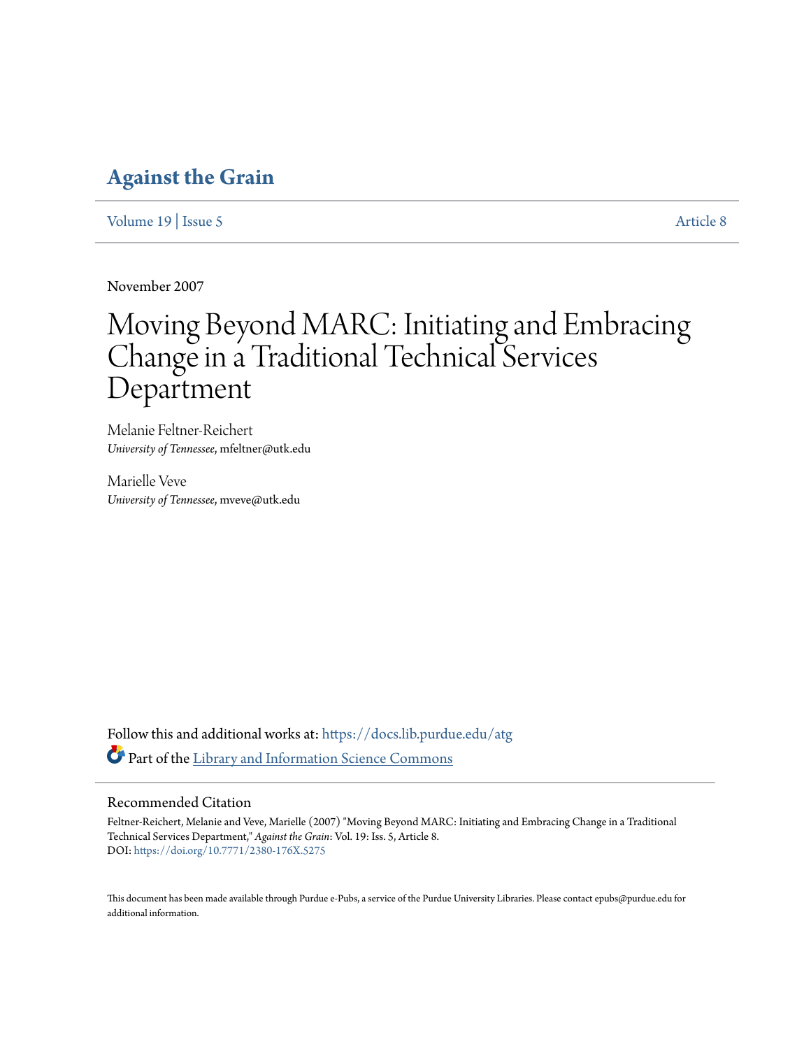# Against the Grain

Volume 19 | Issue 5 — Article 8

November 2007

# Moving Beyond MARC: Initiating and Embracing Change in a Traditional Technical Services Department

Melanie Feltner-Reichert
*University of Tennessee*, mfeltner@utk.edu

Marielle Veve
*University of Tennessee*, mveve@utk.edu

Follow this and additional works at: https://docs.lib.purdue.edu/atg

Part of the Library and Information Science Commons

## Recommended Citation

Feltner-Reichert, Melanie and Veve, Marielle (2007) "Moving Beyond MARC: Initiating and Embracing Change in a Traditional Technical Services Department," *Against the Grain*: Vol. 19: Iss. 5, Article 8.
DOI: https://doi.org/10.7771/2380-176X.5275

This document has been made available through Purdue e-Pubs, a service of the Purdue University Libraries. Please contact epubs@purdue.edu for additional information.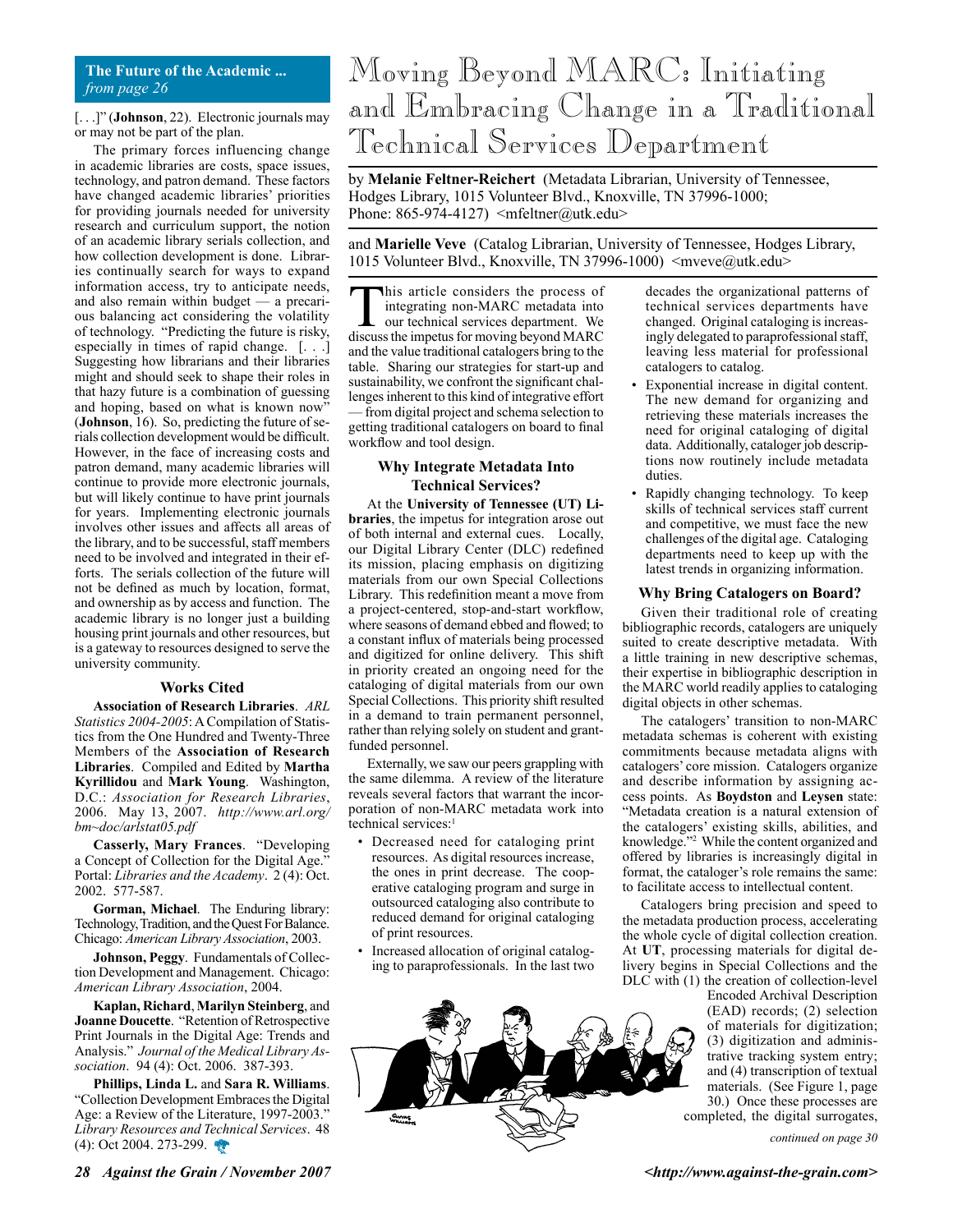**The Future of the Academic ...**
*from page 26*

[. . .]" (**Johnson**, 22). Electronic journals may or may not be part of the plan.

The primary forces influencing change in academic libraries are costs, space issues, technology, and patron demand. These factors have changed academic libraries' priorities for providing journals needed for university research and curriculum support, the notion of an academic library serials collection, and how collection development is done. Libraries continually search for ways to expand information access, try to anticipate needs, and also remain within budget — a precarious balancing act considering the volatility of technology. "Predicting the future is risky, especially in times of rapid change. [. . .] Suggesting how librarians and their libraries might and should seek to shape their roles in that hazy future is a combination of guessing and hoping, based on what is known now" (**Johnson**, 16). So, predicting the future of serials collection development would be difficult. However, in the face of increasing costs and patron demand, many academic libraries will continue to provide more electronic journals, but will likely continue to have print journals for years. Implementing electronic journals involves other issues and affects all areas of the library, and to be successful, staff members need to be involved and integrated in their efforts. The serials collection of the future will not be defined as much by location, format, and ownership as by access and function. The academic library is no longer just a building housing print journals and other resources, but is a gateway to resources designed to serve the university community.

### Works Cited

**Association of Research Libraries**. *ARL Statistics 2004-2005*: A Compilation of Statistics from the One Hundred and Twenty-Three Members of the **Association of Research Libraries**. Compiled and Edited by **Martha Kyrillidou** and **Mark Young**. Washington, D.C.: *Association for Research Libraries*, 2006. May 13, 2007. *http://www.arl.org/bm~doc/arlstat05.pdf*

**Casserly, Mary Frances**. "Developing a Concept of Collection for the Digital Age." Portal: *Libraries and the Academy*. 2 (4): Oct. 2002. 577-587.

**Gorman, Michael**. The Enduring library: Technology, Tradition, and the Quest For Balance. Chicago: *American Library Association*, 2003.

**Johnson, Peggy**. Fundamentals of Collection Development and Management. Chicago: *American Library Association*, 2004.

**Kaplan, Richard**, **Marilyn Steinberg**, and **Joanne Doucette**. "Retention of Retrospective Print Journals in the Digital Age: Trends and Analysis." *Journal of the Medical Library Association*. 94 (4): Oct. 2006. 387-393.

**Phillips, Linda L.** and **Sara R. Williams**. "Collection Development Embraces the Digital Age: a Review of the Literature, 1997-2003." *Library Resources and Technical Services*. 48 (4): Oct 2004. 273-299.

# Moving Beyond MARC: Initiating and Embracing Change in a Traditional Technical Services Department

by **Melanie Feltner-Reichert** (Metadata Librarian, University of Tennessee, Hodges Library, 1015 Volunteer Blvd., Knoxville, TN 37996-1000; Phone: 865-974-4127) <mfeltner@utk.edu>

and **Marielle Veve** (Catalog Librarian, University of Tennessee, Hodges Library, 1015 Volunteer Blvd., Knoxville, TN 37996-1000) <mveve@utk.edu>

This article considers the process of integrating non-MARC metadata into our technical services department. We discuss the impetus for moving beyond MARC and the value traditional catalogers bring to the table. Sharing our strategies for start-up and sustainability, we confront the significant challenges inherent to this kind of integrative effort — from digital project and schema selection to getting traditional catalogers on board to final workflow and tool design.

### Why Integrate Metadata Into Technical Services?

At the **University of Tennessee (UT) Libraries**, the impetus for integration arose out of both internal and external cues. Locally, our Digital Library Center (DLC) redefined its mission, placing emphasis on digitizing materials from our own Special Collections Library. This redefinition meant a move from a project-centered, stop-and-start workflow, where seasons of demand ebbed and flowed; to a constant influx of materials being processed and digitized for online delivery. This shift in priority created an ongoing need for the cataloging of digital materials from our own Special Collections. This priority shift resulted in a demand to train permanent personnel, rather than relying solely on student and grant-funded personnel.

Externally, we saw our peers grappling with the same dilemma. A review of the literature reveals several factors that warrant the incorporation of non-MARC metadata work into technical services:[1]

- Decreased need for cataloging print resources. As digital resources increase, the ones in print decrease. The cooperative cataloging program and surge in outsourced cataloging also contribute to reduced demand for original cataloging of print resources.
- Increased allocation of original cataloging to paraprofessionals. In the last two decades the organizational patterns of technical services departments have changed. Original cataloging is increasingly delegated to paraprofessional staff, leaving less material for professional catalogers to catalog.
- Exponential increase in digital content. The new demand for organizing and retrieving these materials increases the need for original cataloging of digital data. Additionally, cataloger job descriptions now routinely include metadata duties.
- Rapidly changing technology. To keep skills of technical services staff current and competitive, we must face the new challenges of the digital age. Cataloging departments need to keep up with the latest trends in organizing information.

### Why Bring Catalogers on Board?

Given their traditional role of creating bibliographic records, catalogers are uniquely suited to create descriptive metadata. With a little training in new descriptive schemas, their expertise in bibliographic description in the MARC world readily applies to cataloging digital objects in other schemas.

The catalogers' transition to non-MARC metadata schemas is coherent with existing commitments because metadata aligns with catalogers' core mission. Catalogers organize and describe information by assigning access points. As **Boydston** and **Leysen** state: "Metadata creation is a natural extension of the catalogers' existing skills, abilities, and knowledge."[2] While the content organized and offered by libraries is increasingly digital in format, the cataloger's role remains the same: to facilitate access to intellectual content.

Catalogers bring precision and speed to the metadata production process, accelerating the whole cycle of digital collection creation. At **UT**, processing materials for digital delivery begins in Special Collections and the DLC with (1) the creation of collection-level Encoded Archival Description (EAD) records; (2) selection of materials for digitization; (3) digitization and administrative tracking system entry; and (4) transcription of textual materials. (See Figure 1, page 30.) Once these processes are completed, the digital surrogates,

*continued on page 30*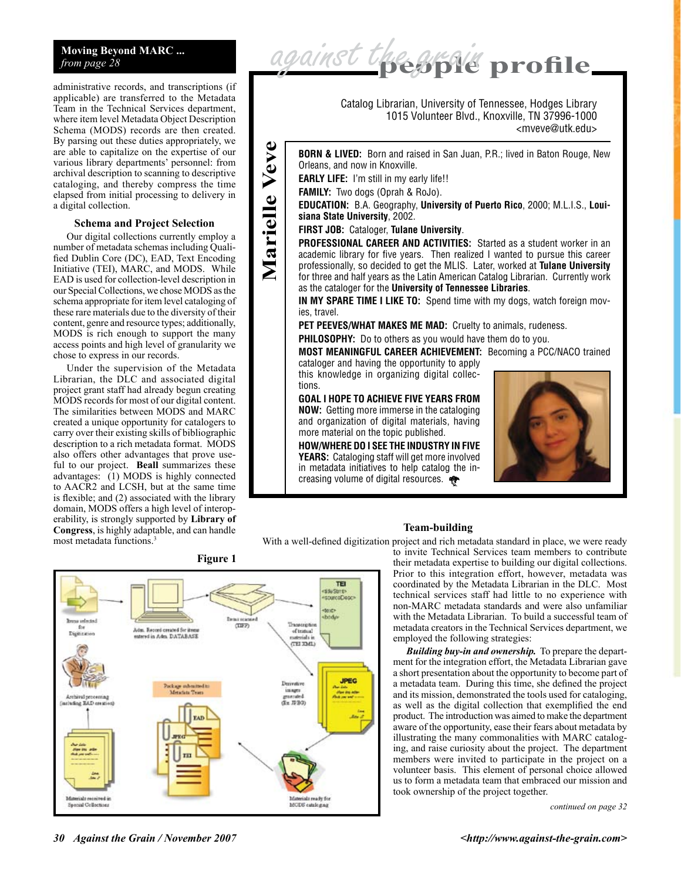**Moving Beyond MARC ...**
*from page 28*

administrative records, and transcriptions (if applicable) are transferred to the Metadata Team in the Technical Services department, where item level Metadata Object Description Schema (MODS) records are then created. By parsing out these duties appropriately, we are able to capitalize on the expertise of our various library departments' personnel: from archival description to scanning to descriptive cataloging, and thereby compress the time elapsed from initial processing to delivery in a digital collection.

### Schema and Project Selection

Our digital collections currently employ a number of metadata schemas including Qualified Dublin Core (DC), EAD, Text Encoding Initiative (TEI), MARC, and MODS. While EAD is used for collection-level description in our Special Collections, we chose MODS as the schema appropriate for item level cataloging of these rare materials due to the diversity of their content, genre and resource types; additionally, MODS is rich enough to support the many access points and high level of granularity we chose to express in our records.

Under the supervision of the Metadata Librarian, the DLC and associated digital project grant staff had already begun creating MODS records for most of our digital content. The similarities between MODS and MARC created a unique opportunity for catalogers to carry over their existing skills of bibliographic description to a rich metadata format. MODS also offers other advantages that prove useful to our project. **Beall** summarizes these advantages: (1) MODS is highly connected to AACR2 and LCSH, but at the same time is flexible; and (2) associated with the library domain, MODS offers a high level of interoperability, is strongly supported by **Library of Congress**, is highly adaptable, and can handle most metadata functions.[3]

## against the grain people profile

# Marielle Veve

Catalog Librarian, University of Tennessee, Hodges Library
1015 Volunteer Blvd., Knoxville, TN 37996-1000
<mveve@utk.edu>

**BORN & LIVED:** Born and raised in San Juan, P.R.; lived in Baton Rouge, New Orleans, and now in Knoxville.

**EARLY LIFE:** I'm still in my early life!!

**FAMILY:** Two dogs (Oprah & RoJo).

**EDUCATION:** B.A. Geography, **University of Puerto Rico**, 2000; M.L.I.S., **Louisiana State University**, 2002.

**FIRST JOB:** Cataloger, **Tulane University**.

**PROFESSIONAL CAREER AND ACTIVITIES:** Started as a student worker in an academic library for five years. Then realized I wanted to pursue this career professionally, so decided to get the MLIS. Later, worked at **Tulane University** for three and half years as the Latin American Catalog Librarian. Currently work as the cataloger for the **University of Tennessee Libraries**.

**IN MY SPARE TIME I LIKE TO:** Spend time with my dogs, watch foreign movies, travel.

**PET PEEVES/WHAT MAKES ME MAD:** Cruelty to animals, rudeness.

**PHILOSOPHY:** Do to others as you would have them do to you.

**MOST MEANINGFUL CAREER ACHIEVEMENT:** Becoming a PCC/NACO trained cataloger and having the opportunity to apply this knowledge in organizing digital collections.

**GOAL I HOPE TO ACHIEVE FIVE YEARS FROM NOW:** Getting more immerse in the cataloging and organization of digital materials, having more material on the topic published.

**HOW/WHERE DO I SEE THE INDUSTRY IN FIVE YEARS:** Cataloging staff will get more involved in metadata initiatives to help catalog the increasing volume of digital resources.

**Figure 1**

Items selected for Digitization — Adm. Record created for items entered in Adm. DATABASE — Item scanned (TIFF) — Transcription of textual materials in (TEI XML) — Derivative images generated (Ex. JPEG) — Materials ready for MODS cataloging — Package submitted to Metadata Team (EAD, JPEG, TEI) — Archival processing (including EAD creation) — Materials received in Special Collections

### Team-building

With a well-defined digitization project and rich metadata standard in place, we were ready to invite Technical Services team members to contribute their metadata expertise to building our digital collections. Prior to this integration effort, however, metadata was coordinated by the Metadata Librarian in the DLC. Most technical services staff had little to no experience with non-MARC metadata standards and were also unfamiliar with the Metadata Librarian. To build a successful team of metadata creators in the Technical Services department, we employed the following strategies:

***Building buy-in and ownership.*** To prepare the department for the integration effort, the Metadata Librarian gave a short presentation about the opportunity to become part of a metadata team. During this time, she defined the project and its mission, demonstrated the tools used for cataloging, as well as the digital collection that exemplified the end product. The introduction was aimed to make the department aware of the opportunity, ease their fears about metadata by illustrating the many commonalities with MARC cataloging, and raise curiosity about the project. The department members were invited to participate in the project on a volunteer basis. This element of personal choice allowed us to form a metadata team that embraced our mission and took ownership of the project together.

*continued on page 32*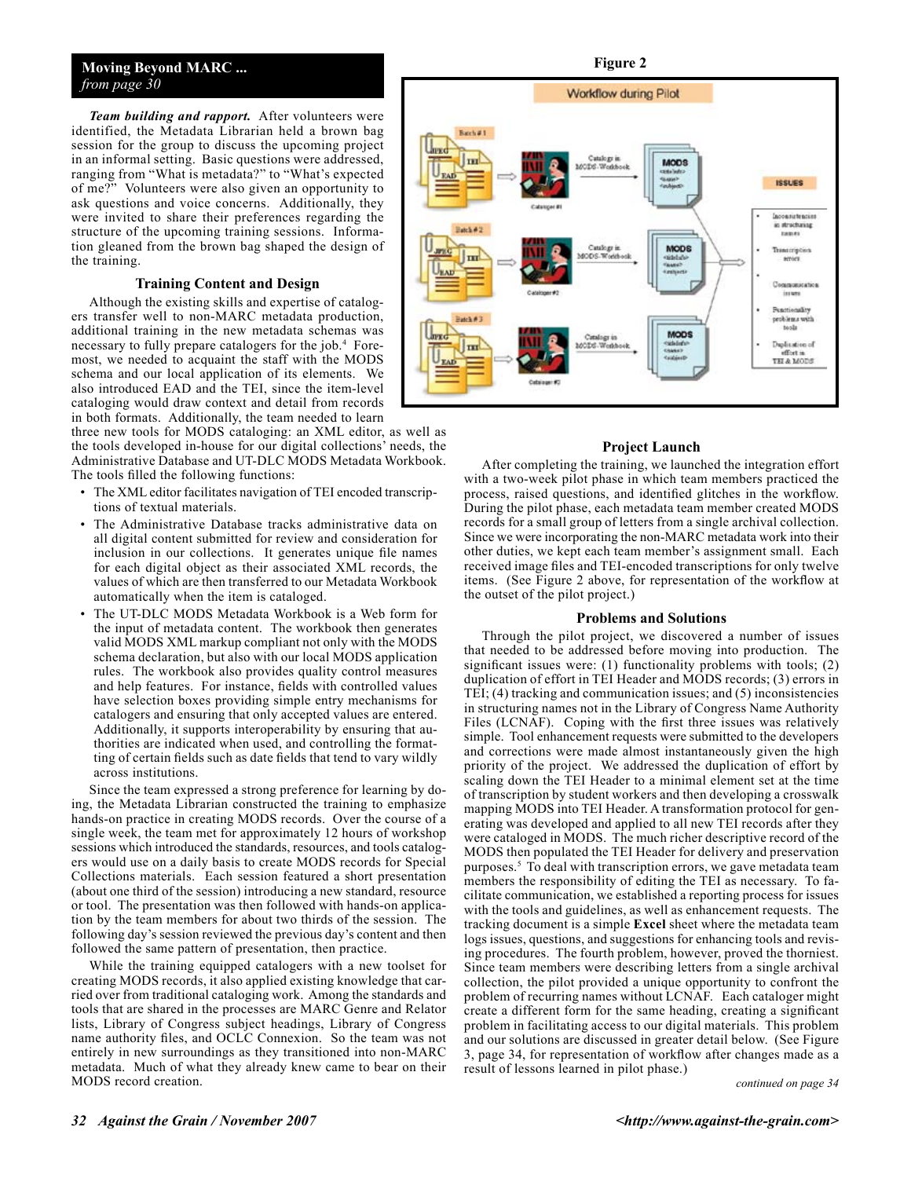**Moving Beyond MARC ...**
*from page 30*

***Team building and rapport.*** After volunteers were identified, the Metadata Librarian held a brown bag session for the group to discuss the upcoming project in an informal setting. Basic questions were addressed, ranging from "What is metadata?" to "What's expected of me?" Volunteers were also given an opportunity to ask questions and voice concerns. Additionally, they were invited to share their preferences regarding the structure of the upcoming training sessions. Information gleaned from the brown bag shaped the design of the training.

### Training Content and Design

Although the existing skills and expertise of catalogers transfer well to non-MARC metadata production, additional training in the new metadata schemas was necessary to fully prepare catalogers for the job.[4] Foremost, we needed to acquaint the staff with the MODS schema and our local application of its elements. We also introduced EAD and the TEI, since the item-level cataloging would draw context and detail from records in both formats. Additionally, the team needed to learn three new tools for MODS cataloging: an XML editor, as well as the tools developed in-house for our digital collections' needs, the Administrative Database and UT-DLC MODS Metadata Workbook. The tools filled the following functions:

- The XML editor facilitates navigation of TEI encoded transcriptions of textual materials.
- The Administrative Database tracks administrative data on all digital content submitted for review and consideration for inclusion in our collections. It generates unique file names for each digital object as their associated XML records, the values of which are then transferred to our Metadata Workbook automatically when the item is cataloged.
- The UT-DLC MODS Metadata Workbook is a Web form for the input of metadata content. The workbook then generates valid MODS XML markup compliant not only with the MODS schema declaration, but also with our local MODS application rules. The workbook also provides quality control measures and help features. For instance, fields with controlled values have selection boxes providing simple entry mechanisms for catalogers and ensuring that only accepted values are entered. Additionally, it supports interoperability by ensuring that authorities are indicated when used, and controlling the formatting of certain fields such as date fields that tend to vary wildly across institutions.

Since the team expressed a strong preference for learning by doing, the Metadata Librarian constructed the training to emphasize hands-on practice in creating MODS records. Over the course of a single week, the team met for approximately 12 hours of workshop sessions which introduced the standards, resources, and tools catalogers would use on a daily basis to create MODS records for Special Collections materials. Each session featured a short presentation (about one third of the session) introducing a new standard, resource or tool. The presentation was then followed with hands-on application by the team members for about two thirds of the session. The following day's session reviewed the previous day's content and then followed the same pattern of presentation, then practice.

While the training equipped catalogers with a new toolset for creating MODS records, it also applied existing knowledge that carried over from traditional cataloging work. Among the standards and tools that are shared in the processes are MARC Genre and Relator lists, Library of Congress subject headings, Library of Congress name authority files, and OCLC Connexion. So the team was not entirely in new surroundings as they transitioned into non-MARC metadata. Much of what they already knew came to bear on their MODS record creation.

**Figure 2**

Workflow during Pilot

### Project Launch

After completing the training, we launched the integration effort with a two-week pilot phase in which team members practiced the process, raised questions, and identified glitches in the workflow. During the pilot phase, each metadata team member created MODS records for a small group of letters from a single archival collection. Since we were incorporating the non-MARC metadata work into their other duties, we kept each team member's assignment small. Each received image files and TEI-encoded transcriptions for only twelve items. (See Figure 2 above, for representation of the workflow at the outset of the pilot project.)

### Problems and Solutions

Through the pilot project, we discovered a number of issues that needed to be addressed before moving into production. The significant issues were: (1) functionality problems with tools; (2) duplication of effort in TEI Header and MODS records; (3) errors in TEI; (4) tracking and communication issues; and (5) inconsistencies in structuring names not in the Library of Congress Name Authority Files (LCNAF). Coping with the first three issues was relatively simple. Tool enhancement requests were submitted to the developers and corrections were made almost instantaneously given the high priority of the project. We addressed the duplication of effort by scaling down the TEI Header to a minimal element set at the time of transcription by student workers and then developing a crosswalk mapping MODS into TEI Header. A transformation protocol for generating was developed and applied to all new TEI records after they were cataloged in MODS. The much richer descriptive record of the MODS then populated the TEI Header for delivery and preservation purposes.[5] To deal with transcription errors, we gave metadata team members the responsibility of editing the TEI as necessary. To facilitate communication, we established a reporting process for issues with the tools and guidelines, as well as enhancement requests. The tracking document is a simple **Excel** sheet where the metadata team logs issues, questions, and suggestions for enhancing tools and revising procedures. The fourth problem, however, proved the thorniest. Since team members were describing letters from a single archival collection, the pilot provided a unique opportunity to confront the problem of recurring names without LCNAF. Each cataloger might create a different form for the same heading, creating a significant problem in facilitating access to our digital materials. This problem and our solutions are discussed in greater detail below. (See Figure 3, page 34, for representation of workflow after changes made as a result of lessons learned in pilot phase.)

*continued on page 34*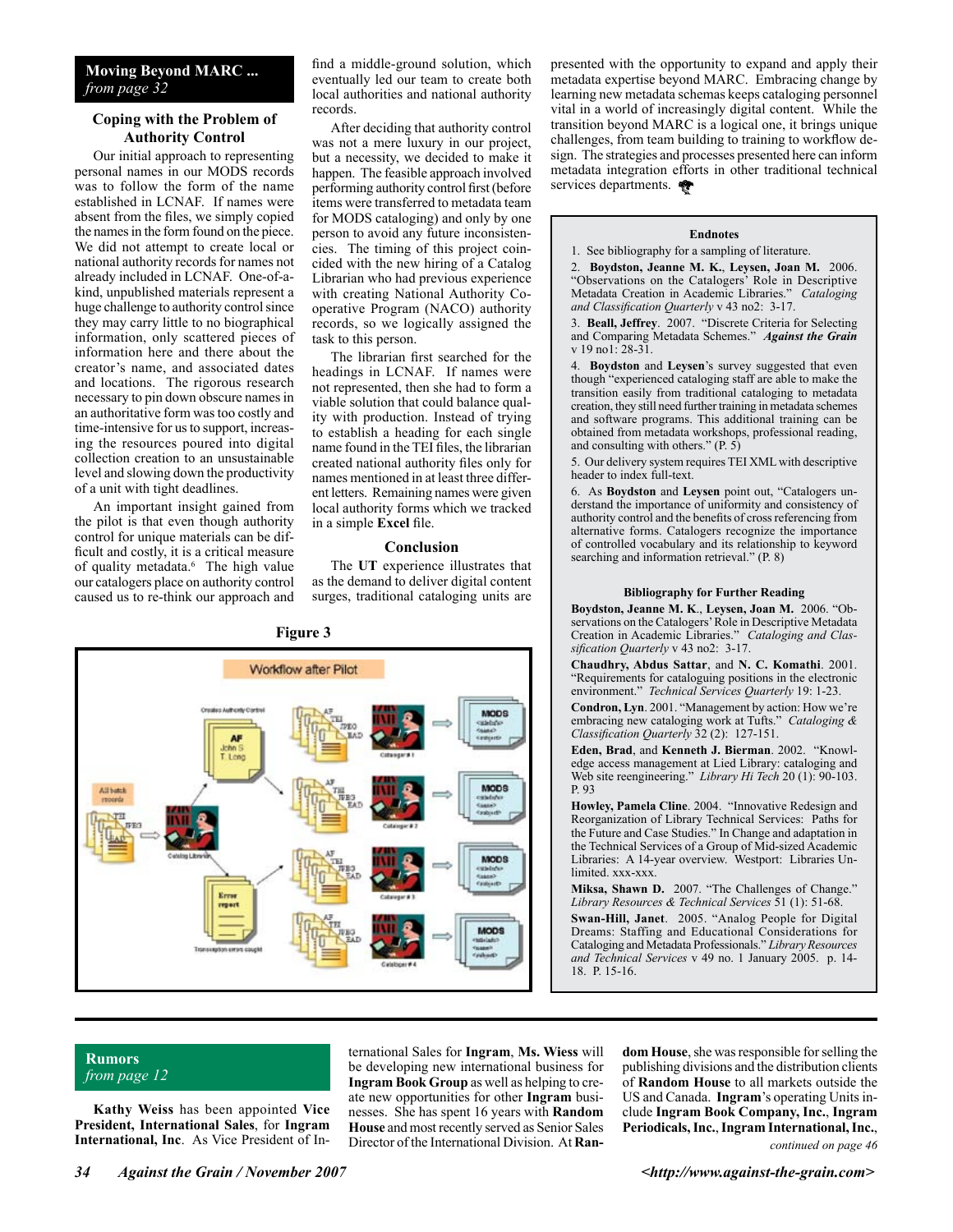**Moving Beyond MARC ...**
*from page 32*

### Coping with the Problem of Authority Control

Our initial approach to representing personal names in our MODS records was to follow the form of the name established in LCNAF. If names were absent from the files, we simply copied the names in the form found on the piece. We did not attempt to create local or national authority records for names not already included in LCNAF. One-of-a-kind, unpublished materials represent a huge challenge to authority control since they may carry little to no biographical information, only scattered pieces of information here and there about the creator's name, and associated dates and locations. The rigorous research necessary to pin down obscure names in an authoritative form was too costly and time-intensive for us to support, increasing the resources poured into digital collection creation to an unsustainable level and slowing down the productivity of a unit with tight deadlines.

An important insight gained from the pilot is that even though authority control for unique materials can be difficult and costly, it is a critical measure of quality metadata.[6] The high value our catalogers place on authority control caused us to re-think our approach and find a middle-ground solution, which eventually led our team to create both local authorities and national authority records.

After deciding that authority control was not a mere luxury in our project, but a necessity, we decided to make it happen. The feasible approach involved performing authority control first (before items were transferred to metadata team for MODS cataloging) and only by one person to avoid any future inconsistencies. The timing of this project coincided with the new hiring of a Catalog Librarian who had previous experience with creating National Authority Cooperative Program (NACO) authority records, so we logically assigned the task to this person.

The librarian first searched for the headings in LCNAF. If names were not represented, then she had to form a viable solution that could balance quality with production. Instead of trying to establish a heading for each single name found in the TEI files, the librarian created national authority files only for names mentioned in at least three different letters. Remaining names were given local authority forms which we tracked in a simple **Excel** file.

### Conclusion

The **UT** experience illustrates that as the demand to deliver digital content surges, traditional cataloging units are presented with the opportunity to expand and apply their metadata expertise beyond MARC. Embracing change by learning new metadata schemas keeps cataloging personnel vital in a world of increasingly digital content. While the transition beyond MARC is a logical one, it brings unique challenges, from team building to training to workflow design. The strategies and processes presented here can inform metadata integration efforts in other traditional technical services departments.

**Figure 3**

Workflow after Pilot

All batch records
TEI
JPEG
EAD
Catalog Librarian
Creates Authority Control
AF John S T. Long
Error report
Transcription errors caught
AF TEI JPEG EAD
Cataloger # 1
Cataloger # 2
Cataloger # 3
Cataloger # 4
MODS <titleInfo> <name> <subject>

#### Endnotes

1. See bibliography for a sampling of literature.

2. **Boydston, Jeanne M. K.**, **Leysen, Joan M.** 2006. "Observations on the Catalogers' Role in Descriptive Metadata Creation in Academic Libraries." *Cataloging and Classification Quarterly* v 43 no2: 3-17.

3. **Beall, Jeffrey**. 2007. "Discrete Criteria for Selecting and Comparing Metadata Schemes." *Against the Grain* v 19 no1: 28-31.

4. **Boydston** and **Leysen**'s survey suggested that even though "experienced cataloging staff are able to make the transition easily from traditional cataloging to metadata creation, they still need further training in metadata schemes and software programs. This additional training can be obtained from metadata workshops, professional reading, and consulting with others." (P. 5)

5. Our delivery system requires TEI XML with descriptive header to index full-text.

6. As **Boydston** and **Leysen** point out, "Catalogers understand the importance of uniformity and consistency of authority control and the benefits of cross referencing from alternative forms. Catalogers recognize the importance of controlled vocabulary and its relationship to keyword searching and information retrieval." (P. 8)

#### Bibliography for Further Reading

**Boydston, Jeanne M. K.**, **Leysen, Joan M.** 2006. "Observations on the Catalogers' Role in Descriptive Metadata Creation in Academic Libraries." *Cataloging and Classification Quarterly* v 43 no2: 3-17.

**Chaudhry, Abdus Sattar**, and **N. C. Komathi**. 2001. "Requirements for cataloguing positions in the electronic environment." *Technical Services Quarterly* 19: 1-23.

**Condron, Lyn**. 2001. "Management by action: How we're embracing new cataloging work at Tufts." *Cataloging & Classification Quarterly* 32 (2): 127-151.

**Eden, Brad**, and **Kenneth J. Bierman**. 2002. "Knowledge access management at Lied Library: cataloging and Web site reengineering." *Library Hi Tech* 20 (1): 90-103. P. 93

**Howley, Pamela Cline**. 2004. "Innovative Redesign and Reorganization of Library Technical Services: Paths for the Future and Case Studies." In Change and adaptation in the Technical Services of a Group of Mid-sized Academic Libraries: A 14-year overview. Westport: Libraries Unlimited. xxx-xxx.

**Miksa, Shawn D.** 2007. "The Challenges of Change." *Library Resources & Technical Services* 51 (1): 51-68.

**Swan-Hill, Janet**. 2005. "Analog People for Digital Dreams: Staffing and Educational Considerations for Cataloging and Metadata Professionals." *Library Resources and Technical Services* v 49 no. 1 January 2005. p. 14-18. P. 15-16.

---

**Rumors**
*from page 12*

**Kathy Weiss** has been appointed **Vice President, International Sales**, for **Ingram International, Inc**. As Vice President of International Sales for **Ingram**, **Ms. Wiess** will be developing new international business for **Ingram Book Group** as well as helping to create new opportunities for other **Ingram** businesses. She has spent 16 years with **Random House** and most recently served as Senior Sales Director of the International Division. At **Random House**, she was responsible for selling the publishing divisions and the distribution clients of **Random House** to all markets outside the US and Canada. **Ingram**'s operating Units include **Ingram Book Company, Inc.**, **Ingram Periodicals, Inc.**, **Ingram International, Inc.**,

*continued on page 46*